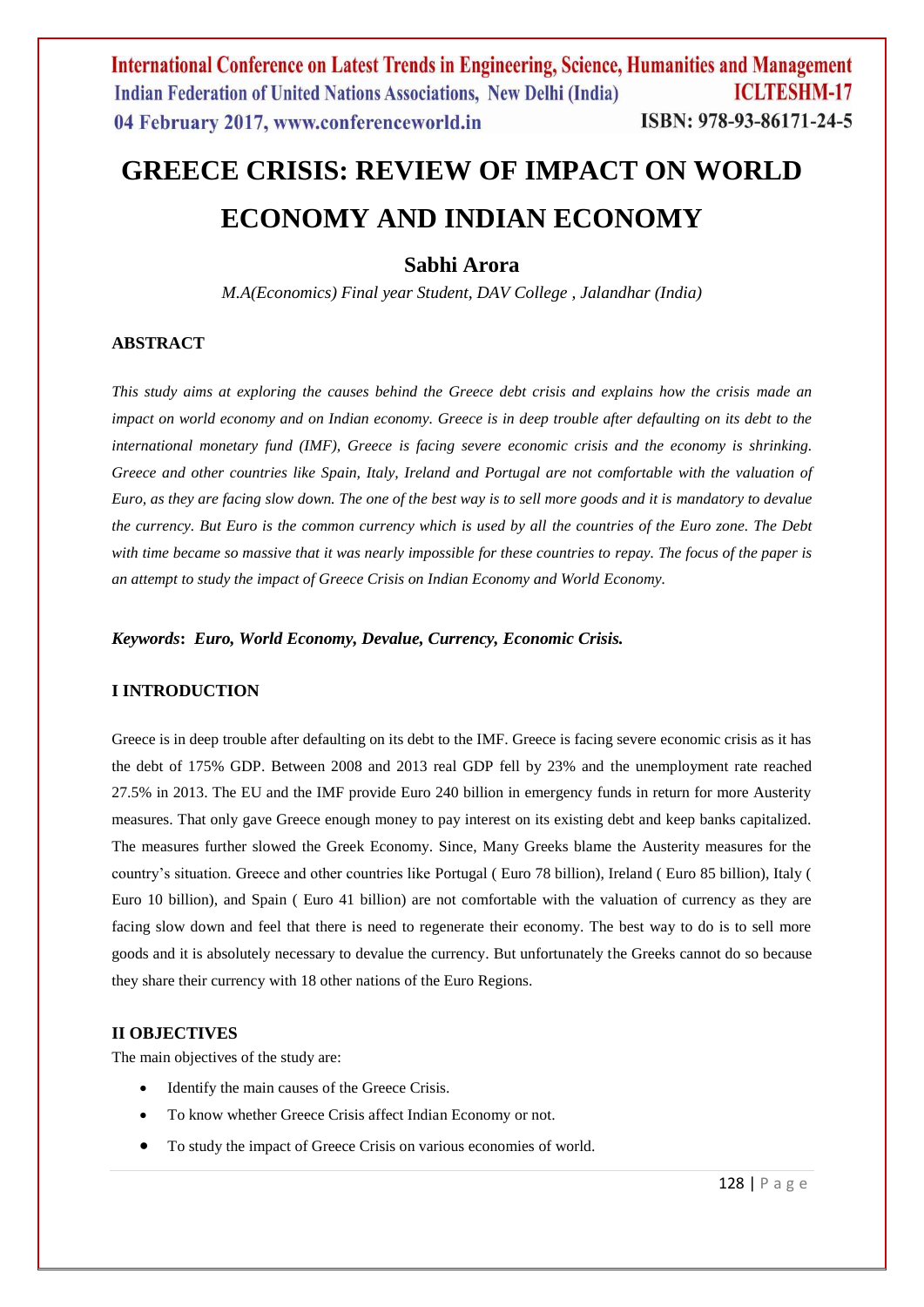# GREECE CRISIS: REVIEW OF IMPACT ON WORLD ECONOMY AND INDIAN ECONOMY

## Sabhi Arora

*M.A(Economics) Final year Student, DAV College , Jalandhar (India)*

### ABSTRACT

*This study aims at exploring the causes behind the Greece debt crisis and explains how the crisis made an impact on world economy and on Indian economy. Greece is in deep trouble after defaulting on its debt to the international monetary fund (IMF), Greece is facing severe economic crisis and the economy is shrinking. Greece and other countries like Spain, Italy, Ireland and Portugal are not comfortable with the valuation of Euro, as they are facing slow down. The one of the best way is to sell more goods and it is mandatory to devalue the currency. But Euro is the common currency which is used by all the countries of the Euro zone. The Debt with time became so massive that it was nearly impossible for these countries to repay. The focus of the paper is an attempt to study the impact of Greece Crisis on Indian Economy and World Economy.*

***Keywords*: *Euro, World Economy, Devalue, Currency, Economic Crisis.***

### I INTRODUCTION

Greece is in deep trouble after defaulting on its debt to the IMF. Greece is facing severe economic crisis as it has the debt of 175% GDP. Between 2008 and 2013 real GDP fell by 23% and the unemployment rate reached 27.5% in 2013. The EU and the IMF provide Euro 240 billion in emergency funds in return for more Austerity measures. That only gave Greece enough money to pay interest on its existing debt and keep banks capitalized. The measures further slowed the Greek Economy. Since, Many Greeks blame the Austerity measures for the country's situation. Greece and other countries like Portugal ( Euro 78 billion), Ireland ( Euro 85 billion), Italy ( Euro 10 billion), and Spain ( Euro 41 billion) are not comfortable with the valuation of currency as they are facing slow down and feel that there is need to regenerate their economy. The best way to do is to sell more goods and it is absolutely necessary to devalue the currency. But unfortunately the Greeks cannot do so because they share their currency with 18 other nations of the Euro Regions.

### II OBJECTIVES

The main objectives of the study are:

- Identify the main causes of the Greece Crisis.
- To know whether Greece Crisis affect Indian Economy or not.
- To study the impact of Greece Crisis on various economies of world.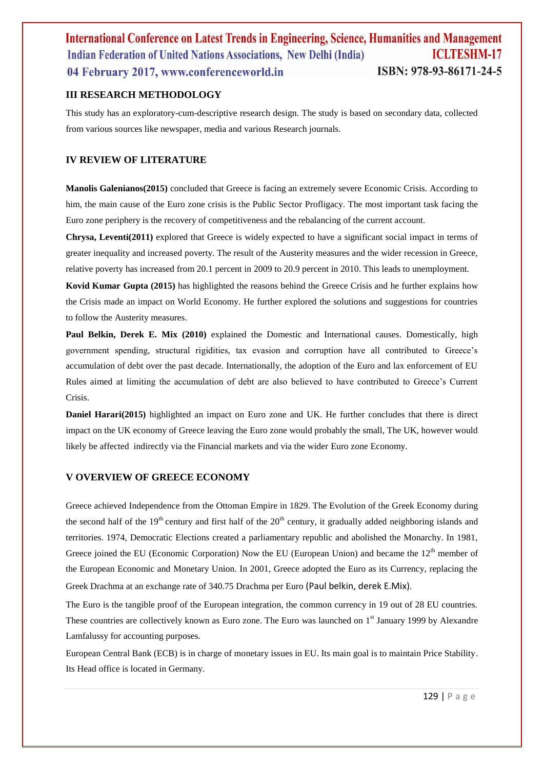## III RESEARCH METHODOLOGY

This study has an exploratory-cum-descriptive research design. The study is based on secondary data, collected from various sources like newspaper, media and various Research journals.

## IV REVIEW OF LITERATURE

**Manolis Galenianos(2015)** concluded that Greece is facing an extremely severe Economic Crisis. According to him, the main cause of the Euro zone crisis is the Public Sector Profligacy. The most important task facing the Euro zone periphery is the recovery of competitiveness and the rebalancing of the current account.

**Chrysa, Leventi(2011)** explored that Greece is widely expected to have a significant social impact in terms of greater inequality and increased poverty. The result of the Austerity measures and the wider recession in Greece, relative poverty has increased from 20.1 percent in 2009 to 20.9 percent in 2010. This leads to unemployment.

**Kovid Kumar Gupta (2015)** has highlighted the reasons behind the Greece Crisis and he further explains how the Crisis made an impact on World Economy. He further explored the solutions and suggestions for countries to follow the Austerity measures.

**Paul Belkin, Derek E. Mix (2010)** explained the Domestic and International causes. Domestically, high government spending, structural rigidities, tax evasion and corruption have all contributed to Greece's accumulation of debt over the past decade. Internationally, the adoption of the Euro and lax enforcement of EU Rules aimed at limiting the accumulation of debt are also believed to have contributed to Greece's Current Crisis.

**Daniel Harari(2015)** highlighted an impact on Euro zone and UK. He further concludes that there is direct impact on the UK economy of Greece leaving the Euro zone would probably the small, The UK, however would likely be affected indirectly via the Financial markets and via the wider Euro zone Economy.

## V OVERVIEW OF GREECE ECONOMY

Greece achieved Independence from the Ottoman Empire in 1829. The Evolution of the Greek Economy during the second half of the 19th century and first half of the 20th century, it gradually added neighboring islands and territories. 1974, Democratic Elections created a parliamentary republic and abolished the Monarchy. In 1981, Greece joined the EU (Economic Corporation) Now the EU (European Union) and became the 12th member of the European Economic and Monetary Union. In 2001, Greece adopted the Euro as its Currency, replacing the Greek Drachma at an exchange rate of 340.75 Drachma per Euro (Paul belkin, derek E.Mix).

The Euro is the tangible proof of the European integration, the common currency in 19 out of 28 EU countries. These countries are collectively known as Euro zone. The Euro was launched on 1st January 1999 by Alexandre Lamfalussy for accounting purposes.

European Central Bank (ECB) is in charge of monetary issues in EU. Its main goal is to maintain Price Stability. Its Head office is located in Germany.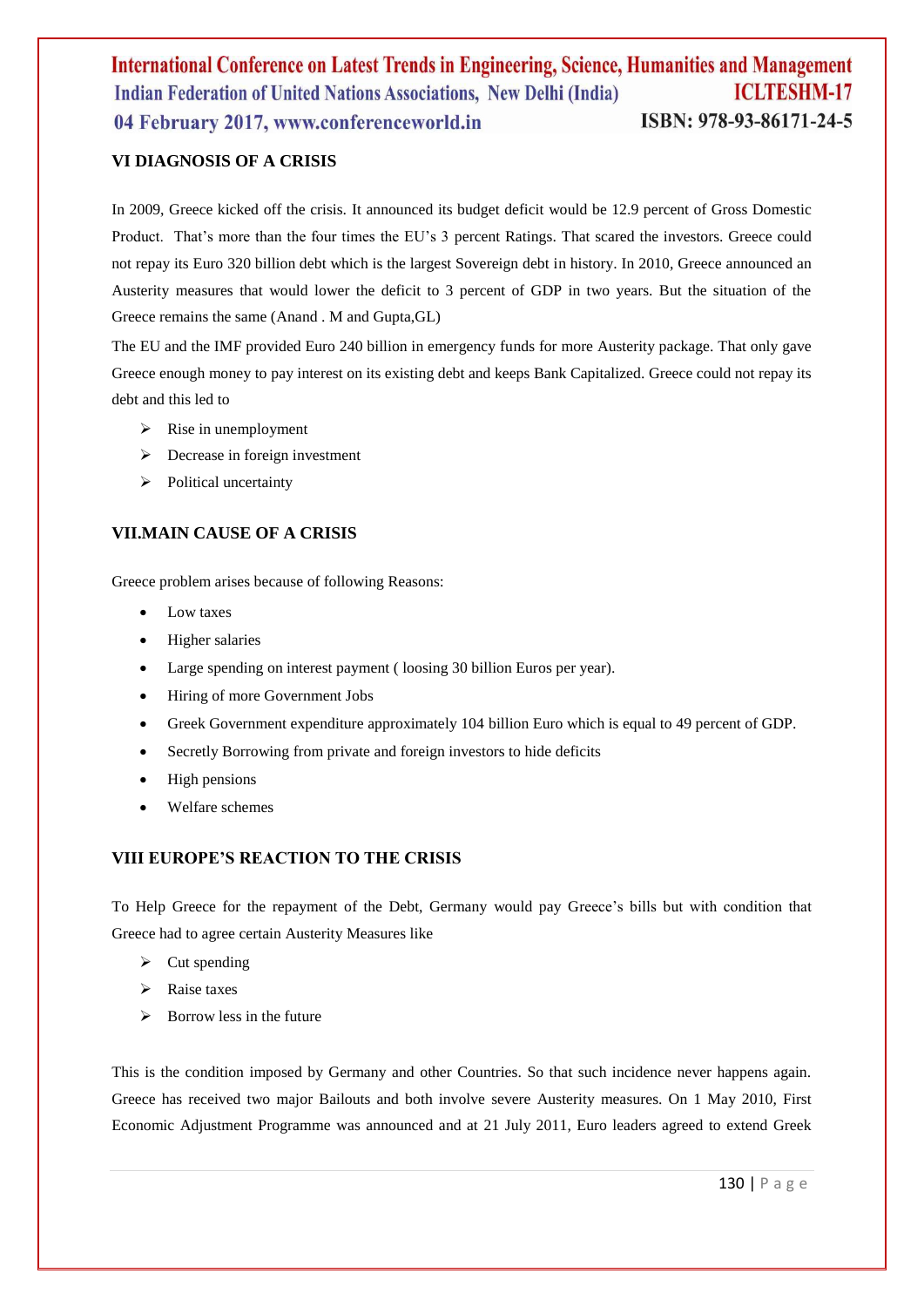## VI DIAGNOSIS OF A CRISIS

In 2009, Greece kicked off the crisis. It announced its budget deficit would be 12.9 percent of Gross Domestic Product. That's more than the four times the EU's 3 percent Ratings. That scared the investors. Greece could not repay its Euro 320 billion debt which is the largest Sovereign debt in history. In 2010, Greece announced an Austerity measures that would lower the deficit to 3 percent of GDP in two years. But the situation of the Greece remains the same (Anand . M and Gupta,GL)

The EU and the IMF provided Euro 240 billion in emergency funds for more Austerity package. That only gave Greece enough money to pay interest on its existing debt and keeps Bank Capitalized. Greece could not repay its debt and this led to

- Rise in unemployment
- Decrease in foreign investment
- Political uncertainty

## VII.MAIN CAUSE OF A CRISIS

Greece problem arises because of following Reasons:

- Low taxes
- Higher salaries
- Large spending on interest payment ( loosing 30 billion Euros per year).
- Hiring of more Government Jobs
- Greek Government expenditure approximately 104 billion Euro which is equal to 49 percent of GDP.
- Secretly Borrowing from private and foreign investors to hide deficits
- High pensions
- Welfare schemes

## VIII EUROPE'S REACTION TO THE CRISIS

To Help Greece for the repayment of the Debt, Germany would pay Greece's bills but with condition that Greece had to agree certain Austerity Measures like

- Cut spending
- Raise taxes
- Borrow less in the future

This is the condition imposed by Germany and other Countries. So that such incidence never happens again. Greece has received two major Bailouts and both involve severe Austerity measures. On 1 May 2010, First Economic Adjustment Programme was announced and at 21 July 2011, Euro leaders agreed to extend Greek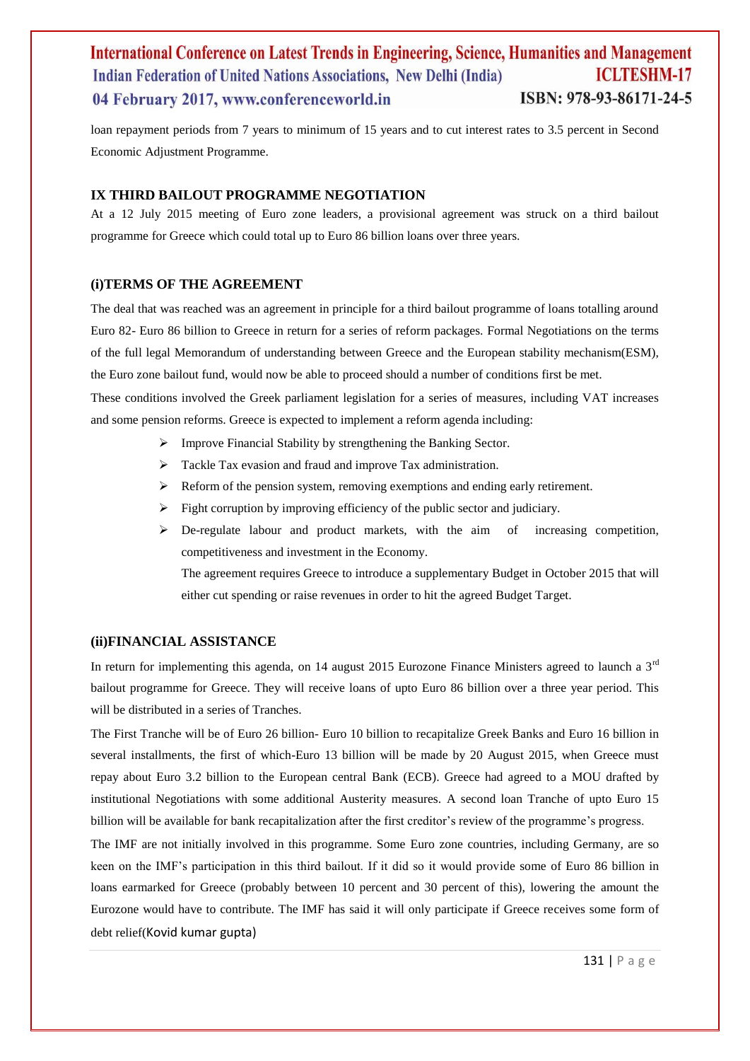loan repayment periods from 7 years to minimum of 15 years and to cut interest rates to 3.5 percent in Second Economic Adjustment Programme.

## IX THIRD BAILOUT PROGRAMME NEGOTIATION

At a 12 July 2015 meeting of Euro zone leaders, a provisional agreement was struck on a third bailout programme for Greece which could total up to Euro 86 billion loans over three years.

### (i)TERMS OF THE AGREEMENT

The deal that was reached was an agreement in principle for a third bailout programme of loans totalling around Euro 82- Euro 86 billion to Greece in return for a series of reform packages. Formal Negotiations on the terms of the full legal Memorandum of understanding between Greece and the European stability mechanism(ESM), the Euro zone bailout fund, would now be able to proceed should a number of conditions first be met.

These conditions involved the Greek parliament legislation for a series of measures, including VAT increases and some pension reforms. Greece is expected to implement a reform agenda including:

- Improve Financial Stability by strengthening the Banking Sector.
- Tackle Tax evasion and fraud and improve Tax administration.
- Reform of the pension system, removing exemptions and ending early retirement.
- Fight corruption by improving efficiency of the public sector and judiciary.
- De-regulate labour and product markets, with the aim of increasing competition, competitiveness and investment in the Economy.

  The agreement requires Greece to introduce a supplementary Budget in October 2015 that will either cut spending or raise revenues in order to hit the agreed Budget Target.

### (ii)FINANCIAL ASSISTANCE

In return for implementing this agenda, on 14 august 2015 Eurozone Finance Ministers agreed to launch a 3rd bailout programme for Greece. They will receive loans of upto Euro 86 billion over a three year period. This will be distributed in a series of Tranches.

The First Tranche will be of Euro 26 billion- Euro 10 billion to recapitalize Greek Banks and Euro 16 billion in several installments, the first of which-Euro 13 billion will be made by 20 August 2015, when Greece must repay about Euro 3.2 billion to the European central Bank (ECB). Greece had agreed to a MOU drafted by institutional Negotiations with some additional Austerity measures. A second loan Tranche of upto Euro 15 billion will be available for bank recapitalization after the first creditor's review of the programme's progress.

The IMF are not initially involved in this programme. Some Euro zone countries, including Germany, are so keen on the IMF's participation in this third bailout. If it did so it would provide some of Euro 86 billion in loans earmarked for Greece (probably between 10 percent and 30 percent of this), lowering the amount the Eurozone would have to contribute. The IMF has said it will only participate if Greece receives some form of debt relief(Kovid kumar gupta)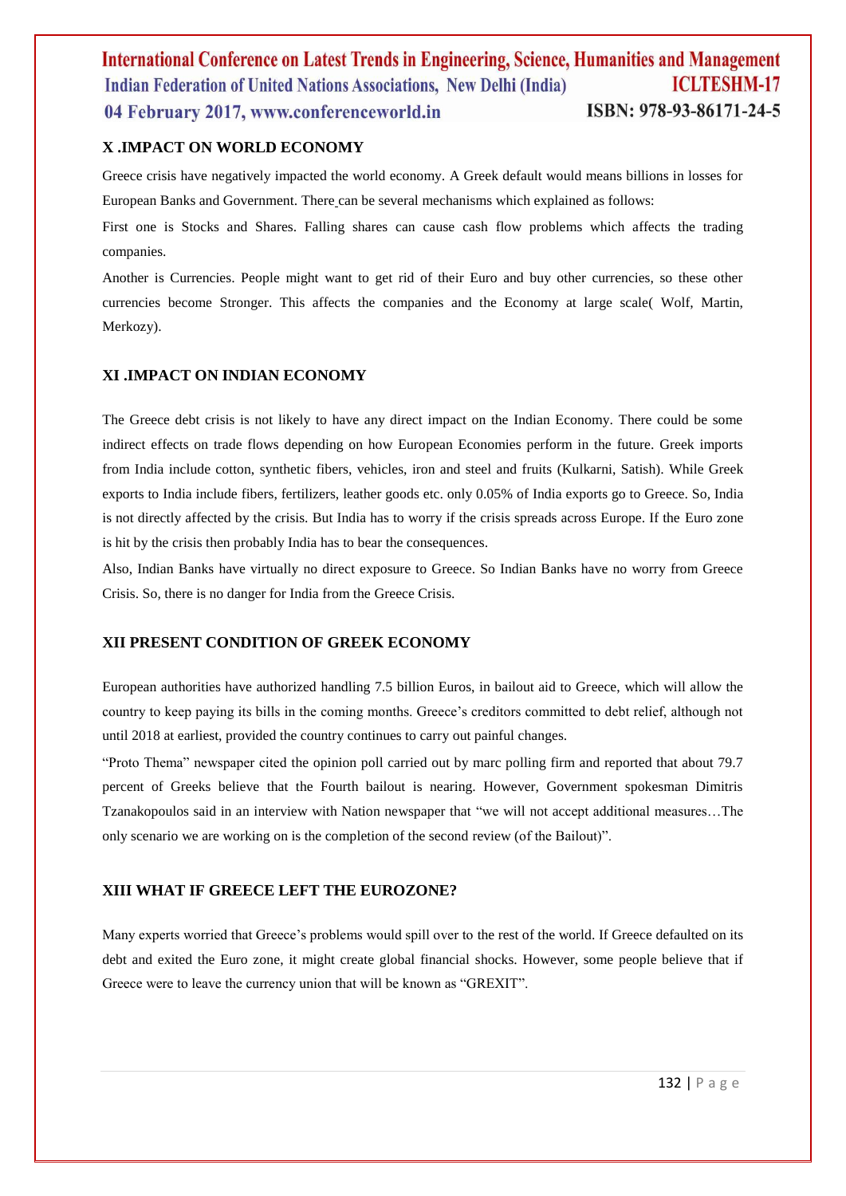## X .IMPACT ON WORLD ECONOMY

Greece crisis have negatively impacted the world economy. A Greek default would means billions in losses for European Banks and Government. There can be several mechanisms which explained as follows:

First one is Stocks and Shares. Falling shares can cause cash flow problems which affects the trading companies.

Another is Currencies. People might want to get rid of their Euro and buy other currencies, so these other currencies become Stronger. This affects the companies and the Economy at large scale( Wolf, Martin, Merkozy).

## XI .IMPACT ON INDIAN ECONOMY

The Greece debt crisis is not likely to have any direct impact on the Indian Economy. There could be some indirect effects on trade flows depending on how European Economies perform in the future. Greek imports from India include cotton, synthetic fibers, vehicles, iron and steel and fruits (Kulkarni, Satish). While Greek exports to India include fibers, fertilizers, leather goods etc. only 0.05% of India exports go to Greece. So, India is not directly affected by the crisis. But India has to worry if the crisis spreads across Europe. If the Euro zone is hit by the crisis then probably India has to bear the consequences.

Also, Indian Banks have virtually no direct exposure to Greece. So Indian Banks have no worry from Greece Crisis. So, there is no danger for India from the Greece Crisis.

## XII PRESENT CONDITION OF GREEK ECONOMY

European authorities have authorized handling 7.5 billion Euros, in bailout aid to Greece, which will allow the country to keep paying its bills in the coming months. Greece's creditors committed to debt relief, although not until 2018 at earliest, provided the country continues to carry out painful changes.

"Proto Thema" newspaper cited the opinion poll carried out by marc polling firm and reported that about 79.7 percent of Greeks believe that the Fourth bailout is nearing. However, Government spokesman Dimitris Tzanakopoulos said in an interview with Nation newspaper that "we will not accept additional measures…The only scenario we are working on is the completion of the second review (of the Bailout)".

## XIII WHAT IF GREECE LEFT THE EUROZONE?

Many experts worried that Greece's problems would spill over to the rest of the world. If Greece defaulted on its debt and exited the Euro zone, it might create global financial shocks. However, some people believe that if Greece were to leave the currency union that will be known as "GREXIT".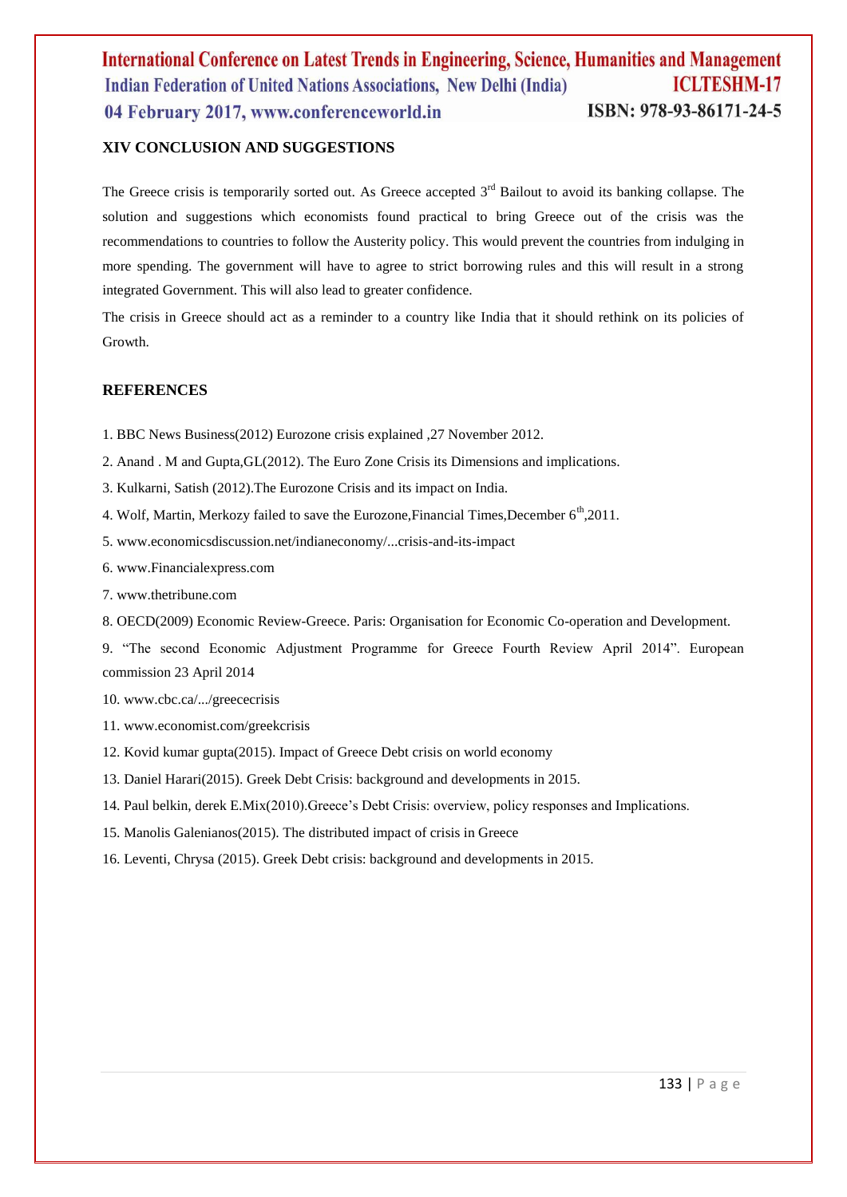## XIV CONCLUSION AND SUGGESTIONS

The Greece crisis is temporarily sorted out. As Greece accepted 3rd Bailout to avoid its banking collapse. The solution and suggestions which economists found practical to bring Greece out of the crisis was the recommendations to countries to follow the Austerity policy. This would prevent the countries from indulging in more spending. The government will have to agree to strict borrowing rules and this will result in a strong integrated Government. This will also lead to greater confidence.

The crisis in Greece should act as a reminder to a country like India that it should rethink on its policies of Growth.

## REFERENCES

1. BBC News Business(2012) Eurozone crisis explained ,27 November 2012.
2. Anand . M and Gupta,GL(2012). The Euro Zone Crisis its Dimensions and implications.
3. Kulkarni, Satish (2012).The Eurozone Crisis and its impact on India.
4. Wolf, Martin, Merkozy failed to save the Eurozone,Financial Times,December 6th,2011.
5. www.economicsdiscussion.net/indianeconomy/...crisis-and-its-impact
6. www.Financialexpress.com
7. www.thetribune.com
8. OECD(2009) Economic Review-Greece. Paris: Organisation for Economic Co-operation and Development.
9. "The second Economic Adjustment Programme for Greece Fourth Review April 2014". European commission 23 April 2014
10. www.cbc.ca/.../greececrisis
11. www.economist.com/greekcrisis
12. Kovid kumar gupta(2015). Impact of Greece Debt crisis on world economy
13. Daniel Harari(2015). Greek Debt Crisis: background and developments in 2015.
14. Paul belkin, derek E.Mix(2010).Greece's Debt Crisis: overview, policy responses and Implications.
15. Manolis Galenianos(2015). The distributed impact of crisis in Greece
16. Leventi, Chrysa (2015). Greek Debt crisis: background and developments in 2015.